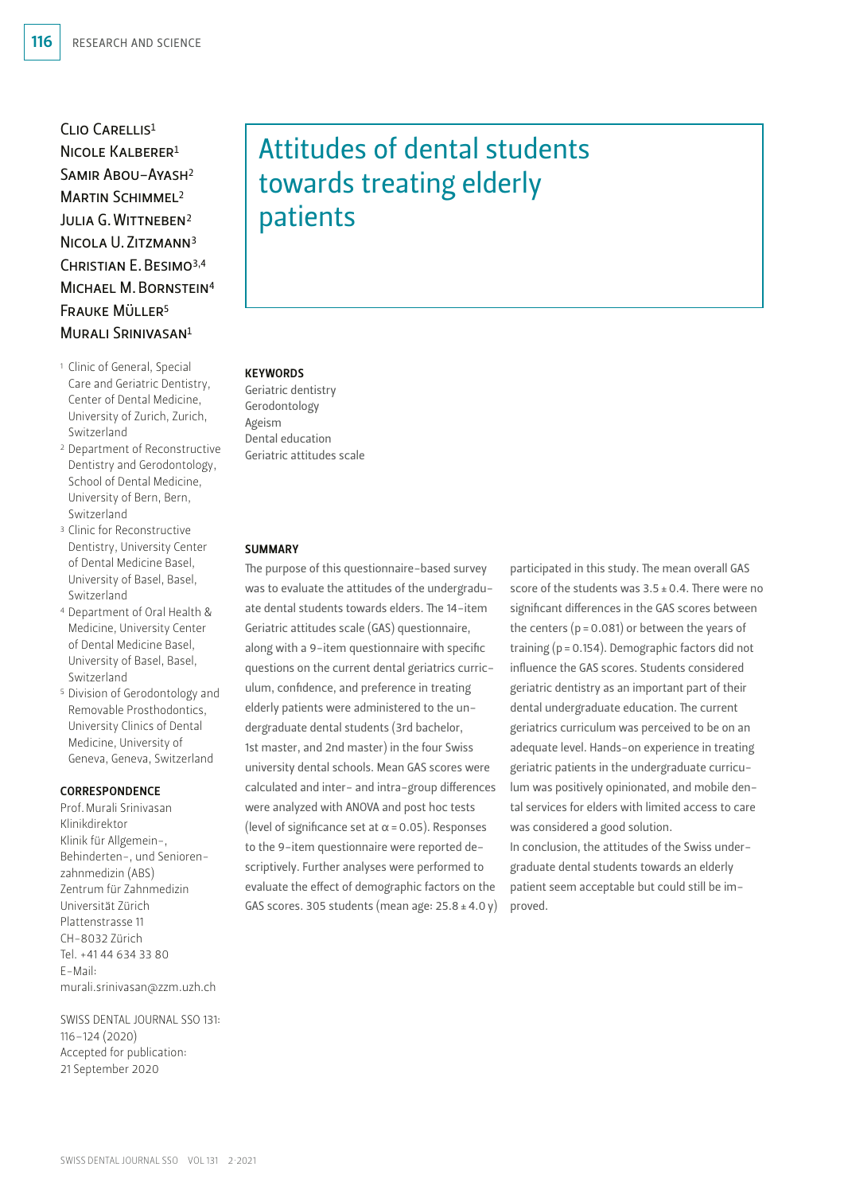# Attitudes of dental students towards treating elderly patients

Clio Carellis[1]
Nicole Kalberer[1]
Samir Abou-Ayash[2]
Martin Schimmel[2]
Julia G. Wittneben[2]
Nicola U. Zitzmann[3]
Christian E. Besimo[3,4]
Michael M. Bornstein[4]
Frauke Müller[5]
Murali Srinivasan[1]

[1] Clinic of General, Special Care and Geriatric Dentistry, Center of Dental Medicine, University of Zurich, Zurich, Switzerland
[2] Department of Reconstructive Dentistry and Gerodontology, School of Dental Medicine, University of Bern, Bern, Switzerland
[3] Clinic for Reconstructive Dentistry, University Center of Dental Medicine Basel, University of Basel, Basel, Switzerland
[4] Department of Oral Health & Medicine, University Center of Dental Medicine Basel, University of Basel, Basel, Switzerland
[5] Division of Gerodontology and Removable Prosthodontics, University Clinics of Dental Medicine, University of Geneva, Geneva, Switzerland

**CORRESPONDENCE**

Prof. Murali Srinivasan
Klinikdirektor
Klinik für Allgemein-, Behinderten-, und Senioren-zahnmedizin (ABS)
Zentrum für Zahnmedizin
Universität Zürich
Plattenstrasse 11
CH-8032 Zürich
Tel. +41 44 634 33 80
E-Mail: murali.srinivasan@zzm.uzh.ch

SWISS DENTAL JOURNAL SSO 131: 116–124 (2020)
Accepted for publication: 21 September 2020

**KEYWORDS**

Geriatric dentistry
Gerodontology
Ageism
Dental education
Geriatric attitudes scale

**SUMMARY**

The purpose of this questionnaire-based survey was to evaluate the attitudes of the undergraduate dental students towards elders. The 14-item Geriatric attitudes scale (GAS) questionnaire, along with a 9-item questionnaire with specific questions on the current dental geriatrics curriculum, confidence, and preference in treating elderly patients were administered to the undergraduate dental students (3rd bachelor, 1st master, and 2nd master) in the four Swiss university dental schools. Mean GAS scores were calculated and inter- and intra-group differences were analyzed with ANOVA and post hoc tests (level of significance set at $\alpha = 0.05$). Responses to the 9-item questionnaire were reported descriptively. Further analyses were performed to evaluate the effect of demographic factors on the GAS scores. 305 students (mean age: 25.8 ± 4.0 y) participated in this study. The mean overall GAS score of the students was 3.5 ± 0.4. There were no significant differences in the GAS scores between the centers ($p = 0.081$) or between the years of training ($p = 0.154$). Demographic factors did not influence the GAS scores. Students considered geriatric dentistry as an important part of their dental undergraduate education. The current geriatrics curriculum was perceived to be on an adequate level. Hands-on experience in treating geriatric patients in the undergraduate curriculum was positively opinionated, and mobile dental services for elders with limited access to care was considered a good solution.

In conclusion, the attitudes of the Swiss undergraduate dental students towards an elderly patient seem acceptable but could still be improved.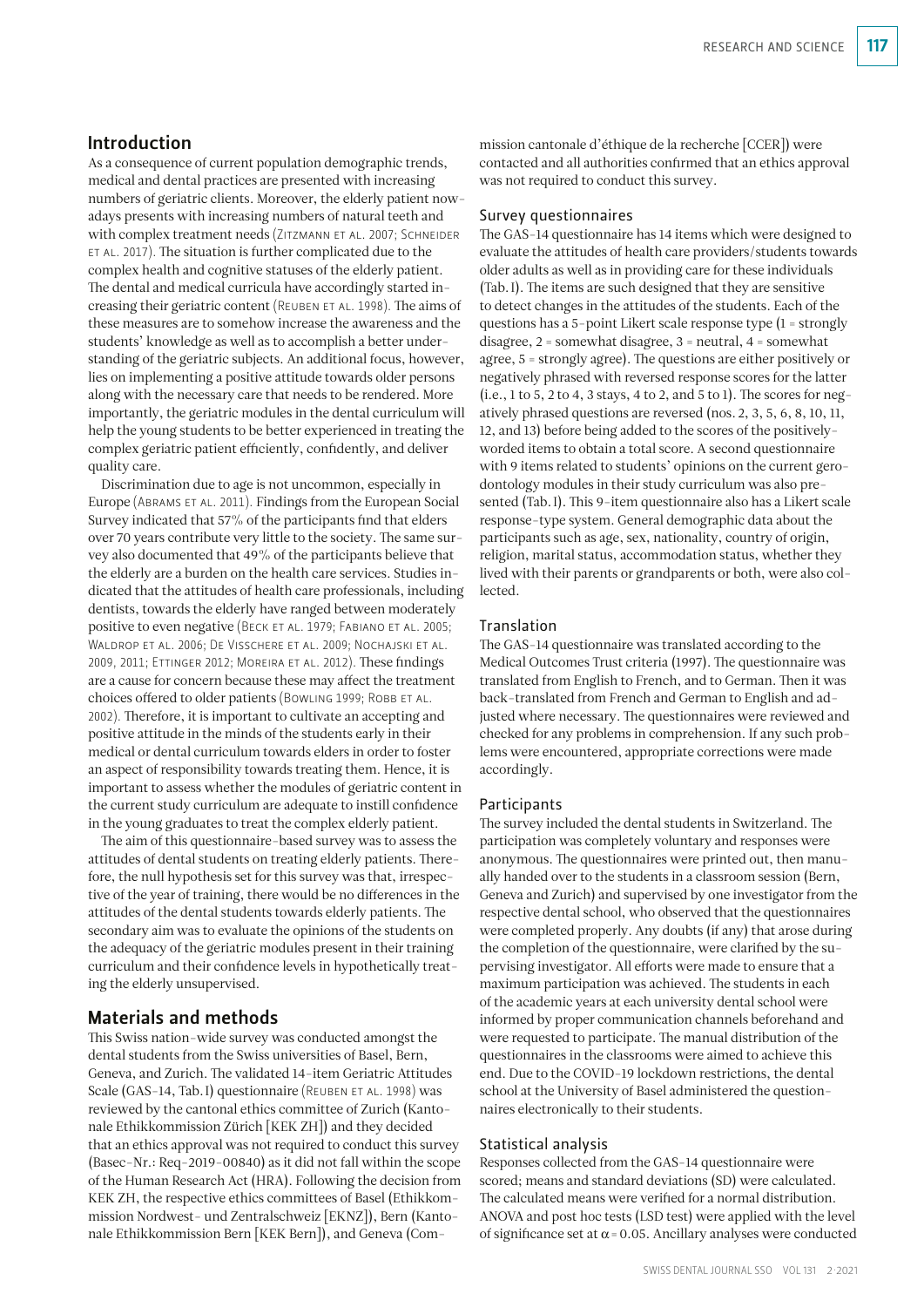## Introduction

As a consequence of current population demographic trends, medical and dental practices are presented with increasing numbers of geriatric clients. Moreover, the elderly patient nowadays presents with increasing numbers of natural teeth and with complex treatment needs (Zitzmann et al. 2007; Schneider et al. 2017). The situation is further complicated due to the complex health and cognitive statuses of the elderly patient. The dental and medical curricula have accordingly started increasing their geriatric content (Reuben et al. 1998). The aims of these measures are to somehow increase the awareness and the students' knowledge as well as to accomplish a better understanding of the geriatric subjects. An additional focus, however, lies on implementing a positive attitude towards older persons along with the necessary care that needs to be rendered. More importantly, the geriatric modules in the dental curriculum will help the young students to be better experienced in treating the complex geriatric patient efficiently, confidently, and deliver quality care.

Discrimination due to age is not uncommon, especially in Europe (Abrams et al. 2011). Findings from the European Social Survey indicated that 57% of the participants find that elders over 70 years contribute very little to the society. The same survey also documented that 49% of the participants believe that the elderly are a burden on the health care services. Studies indicated that the attitudes of health care professionals, including dentists, towards the elderly have ranged between moderately positive to even negative (Beck et al. 1979; Fabiano et al. 2005; Waldrop et al. 2006; De Visschere et al. 2009; Nochajski et al. 2009, 2011; Ettinger 2012; Moreira et al. 2012). These findings are a cause for concern because these may affect the treatment choices offered to older patients (Bowling 1999; Robb et al. 2002). Therefore, it is important to cultivate an accepting and positive attitude in the minds of the students early in their medical or dental curriculum towards elders in order to foster an aspect of responsibility towards treating them. Hence, it is important to assess whether the modules of geriatric content in the current study curriculum are adequate to instill confidence in the young graduates to treat the complex elderly patient.

The aim of this questionnaire-based survey was to assess the attitudes of dental students on treating elderly patients. Therefore, the null hypothesis set for this survey was that, irrespective of the year of training, there would be no differences in the attitudes of the dental students towards elderly patients. The secondary aim was to evaluate the opinions of the students on the adequacy of the geriatric modules present in their training curriculum and their confidence levels in hypothetically treating the elderly unsupervised.

## Materials and methods

This Swiss nation-wide survey was conducted amongst the dental students from the Swiss universities of Basel, Bern, Geneva, and Zurich. The validated 14-item Geriatric Attitudes Scale (GAS-14, Tab. I) questionnaire (Reuben et al. 1998) was reviewed by the cantonal ethics committee of Zurich (Kantonale Ethikkommission Zürich [KEK ZH]) and they decided that an ethics approval was not required to conduct this survey (Basec-Nr.: Req-2019-00840) as it did not fall within the scope of the Human Research Act (HRA). Following the decision from KEK ZH, the respective ethics committees of Basel (Ethikkommission Nordwest- und Zentralschweiz [EKNZ]), Bern (Kantonale Ethikkommission Bern [KEK Bern]), and Geneva (Commission cantonale d'éthique de la recherche [CCER]) were contacted and all authorities confirmed that an ethics approval was not required to conduct this survey.

### Survey questionnaires

The GAS-14 questionnaire has 14 items which were designed to evaluate the attitudes of health care providers/students towards older adults as well as in providing care for these individuals (Tab. I). The items are such designed that they are sensitive to detect changes in the attitudes of the students. Each of the questions has a 5-point Likert scale response type (1 = strongly disagree, 2 = somewhat disagree, 3 = neutral, 4 = somewhat agree, 5 = strongly agree). The questions are either positively or negatively phrased with reversed response scores for the latter (i.e., 1 to 5, 2 to 4, 3 stays, 4 to 2, and 5 to 1). The scores for negatively phrased questions are reversed (nos. 2, 3, 5, 6, 8, 10, 11, 12, and 13) before being added to the scores of the positively-worded items to obtain a total score. A second questionnaire with 9 items related to students' opinions on the current gerodontology modules in their study curriculum was also presented (Tab. I). This 9-item questionnaire also has a Likert scale response-type system. General demographic data about the participants such as age, sex, nationality, country of origin, religion, marital status, accommodation status, whether they lived with their parents or grandparents or both, were also collected.

### Translation

The GAS-14 questionnaire was translated according to the Medical Outcomes Trust criteria (1997). The questionnaire was translated from English to French, and to German. Then it was back-translated from French and German to English and adjusted where necessary. The questionnaires were reviewed and checked for any problems in comprehension. If any such problems were encountered, appropriate corrections were made accordingly.

### Participants

The survey included the dental students in Switzerland. The participation was completely voluntary and responses were anonymous. The questionnaires were printed out, then manually handed over to the students in a classroom session (Bern, Geneva and Zurich) and supervised by one investigator from the respective dental school, who observed that the questionnaires were completed properly. Any doubts (if any) that arose during the completion of the questionnaire, were clarified by the supervising investigator. All efforts were made to ensure that a maximum participation was achieved. The students in each of the academic years at each university dental school were informed by proper communication channels beforehand and were requested to participate. The manual distribution of the questionnaires in the classrooms were aimed to achieve this end. Due to the COVID-19 lockdown restrictions, the dental school at the University of Basel administered the questionnaires electronically to their students.

### Statistical analysis

Responses collected from the GAS-14 questionnaire were scored; means and standard deviations (SD) were calculated. The calculated means were verified for a normal distribution. ANOVA and post hoc tests (LSD test) were applied with the level of significance set at $\alpha = 0.05$. Ancillary analyses were conducted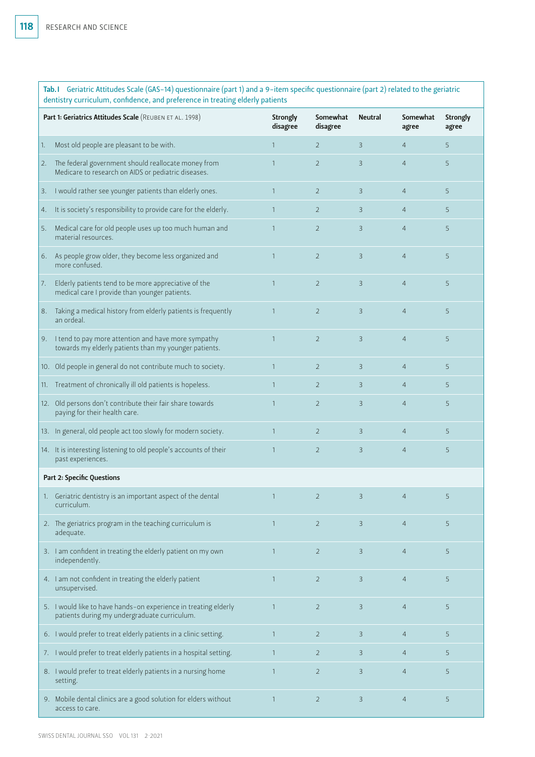**Tab. I** Geriatric Attitudes Scale (GAS-14) questionnaire (part 1) and a 9-item specific questionnaire (part 2) related to the geriatric dentistry curriculum, confidence, and preference in treating elderly patients

| **Part 1: Geriatrics Attitudes Scale** (Reuben et al. 1998) | **Strongly disagree** | **Somewhat disagree** | **Neutral** | **Somewhat agree** | **Strongly agree** |
|---|---|---|---|---|---|
| 1. Most old people are pleasant to be with. | 1 | 2 | 3 | 4 | 5 |
| 2. The federal government should reallocate money from Medicare to research on AIDS or pediatric diseases. | 1 | 2 | 3 | 4 | 5 |
| 3. I would rather see younger patients than elderly ones. | 1 | 2 | 3 | 4 | 5 |
| 4. It is society's responsibility to provide care for the elderly. | 1 | 2 | 3 | 4 | 5 |
| 5. Medical care for old people uses up too much human and material resources. | 1 | 2 | 3 | 4 | 5 |
| 6. As people grow older, they become less organized and more confused. | 1 | 2 | 3 | 4 | 5 |
| 7. Elderly patients tend to be more appreciative of the medical care I provide than younger patients. | 1 | 2 | 3 | 4 | 5 |
| 8. Taking a medical history from elderly patients is frequently an ordeal. | 1 | 2 | 3 | 4 | 5 |
| 9. I tend to pay more attention and have more sympathy towards my elderly patients than my younger patients. | 1 | 2 | 3 | 4 | 5 |
| 10. Old people in general do not contribute much to society. | 1 | 2 | 3 | 4 | 5 |
| 11. Treatment of chronically ill old patients is hopeless. | 1 | 2 | 3 | 4 | 5 |
| 12. Old persons don't contribute their fair share towards paying for their health care. | 1 | 2 | 3 | 4 | 5 |
| 13. In general, old people act too slowly for modern society. | 1 | 2 | 3 | 4 | 5 |
| 14. It is interesting listening to old people's accounts of their past experiences. | 1 | 2 | 3 | 4 | 5 |
| **Part 2: Specific Questions** | | | | | |
| 1. Geriatric dentistry is an important aspect of the dental curriculum. | 1 | 2 | 3 | 4 | 5 |
| 2. The geriatrics program in the teaching curriculum is adequate. | 1 | 2 | 3 | 4 | 5 |
| 3. I am confident in treating the elderly patient on my own independently. | 1 | 2 | 3 | 4 | 5 |
| 4. I am not confident in treating the elderly patient unsupervised. | 1 | 2 | 3 | 4 | 5 |
| 5. I would like to have hands-on experience in treating elderly patients during my undergraduate curriculum. | 1 | 2 | 3 | 4 | 5 |
| 6. I would prefer to treat elderly patients in a clinic setting. | 1 | 2 | 3 | 4 | 5 |
| 7. I would prefer to treat elderly patients in a hospital setting. | 1 | 2 | 3 | 4 | 5 |
| 8. I would prefer to treat elderly patients in a nursing home setting. | 1 | 2 | 3 | 4 | 5 |
| 9. Mobile dental clinics are a good solution for elders without access to care. | 1 | 2 | 3 | 4 | 5 |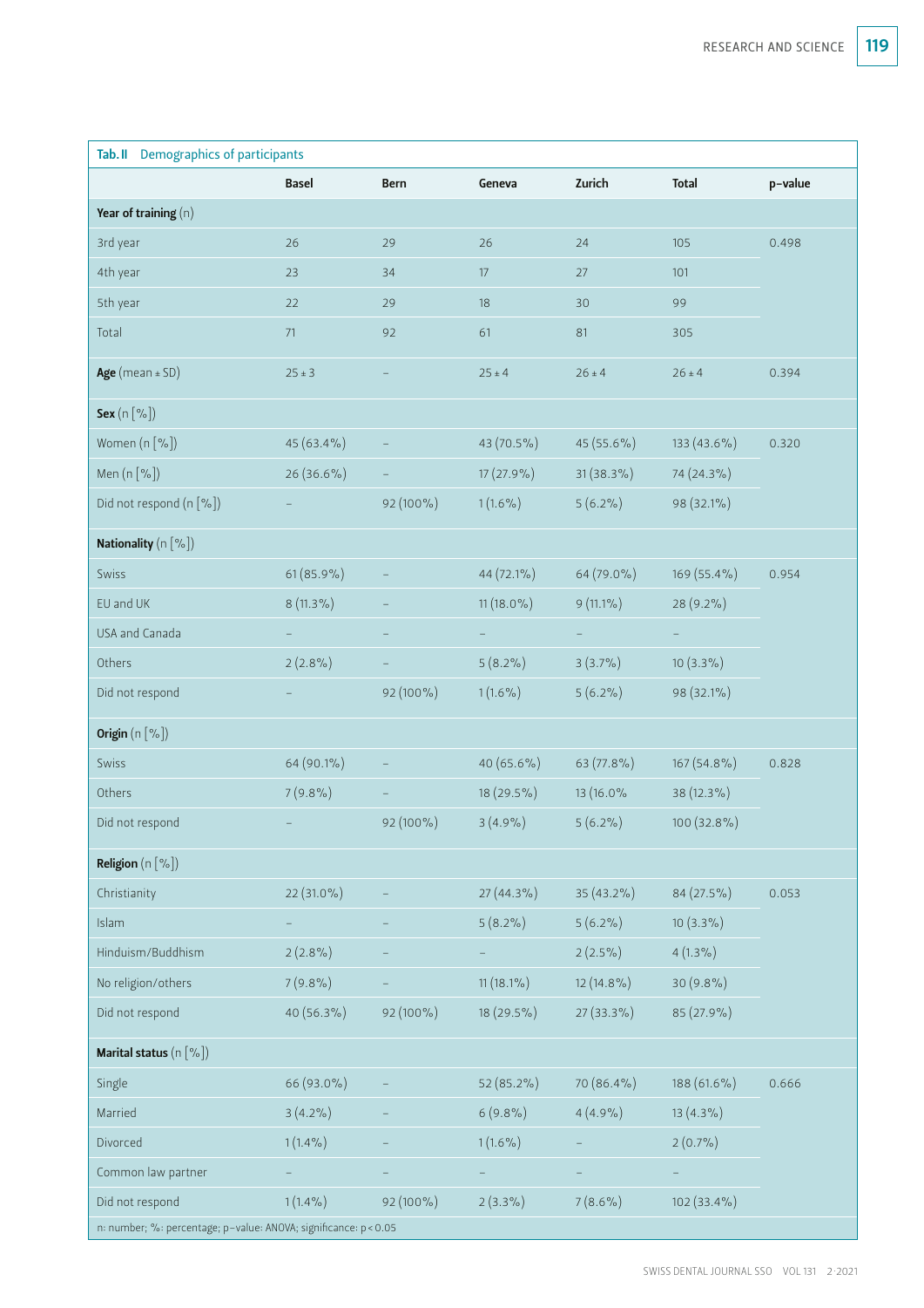**Tab. II** Demographics of participants

| | Basel | Bern | Geneva | Zurich | Total | p-value |
|---|---|---|---|---|---|---|
| **Year of training** (n) | | | | | | |
| 3rd year | 26 | 29 | 26 | 24 | 105 | 0.498 |
| 4th year | 23 | 34 | 17 | 27 | 101 | |
| 5th year | 22 | 29 | 18 | 30 | 99 | |
| Total | 71 | 92 | 61 | 81 | 305 | |
| **Age** (mean ± SD) | 25 ± 3 | – | 25 ± 4 | 26 ± 4 | 26 ± 4 | 0.394 |
| **Sex** (n [%]) | | | | | | |
| Women (n [%]) | 45 (63.4%) | – | 43 (70.5%) | 45 (55.6%) | 133 (43.6%) | 0.320 |
| Men (n [%]) | 26 (36.6%) | – | 17 (27.9%) | 31 (38.3%) | 74 (24.3%) | |
| Did not respond (n [%]) | – | 92 (100%) | 1 (1.6%) | 5 (6.2%) | 98 (32.1%) | |
| **Nationality** (n [%]) | | | | | | |
| Swiss | 61 (85.9%) | – | 44 (72.1%) | 64 (79.0%) | 169 (55.4%) | 0.954 |
| EU and UK | 8 (11.3%) | – | 11 (18.0%) | 9 (11.1%) | 28 (9.2%) | |
| USA and Canada | – | – | – | – | – | |
| Others | 2 (2.8%) | – | 5 (8.2%) | 3 (3.7%) | 10 (3.3%) | |
| Did not respond | – | 92 (100%) | 1 (1.6%) | 5 (6.2%) | 98 (32.1%) | |
| **Origin** (n [%]) | | | | | | |
| Swiss | 64 (90.1%) | – | 40 (65.6%) | 63 (77.8%) | 167 (54.8%) | 0.828 |
| Others | 7 (9.8%) | – | 18 (29.5%) | 13 (16.0% | 38 (12.3%) | |
| Did not respond | – | 92 (100%) | 3 (4.9%) | 5 (6.2%) | 100 (32.8%) | |
| **Religion** (n [%]) | | | | | | |
| Christianity | 22 (31.0%) | – | 27 (44.3%) | 35 (43.2%) | 84 (27.5%) | 0.053 |
| Islam | – | – | 5 (8.2%) | 5 (6.2%) | 10 (3.3%) | |
| Hinduism/Buddhism | 2 (2.8%) | – | – | 2 (2.5%) | 4 (1.3%) | |
| No religion/others | 7 (9.8%) | – | 11 (18.1%) | 12 (14.8%) | 30 (9.8%) | |
| Did not respond | 40 (56.3%) | 92 (100%) | 18 (29.5%) | 27 (33.3%) | 85 (27.9%) | |
| **Marital status** (n [%]) | | | | | | |
| Single | 66 (93.0%) | – | 52 (85.2%) | 70 (86.4%) | 188 (61.6%) | 0.666 |
| Married | 3 (4.2%) | – | 6 (9.8%) | 4 (4.9%) | 13 (4.3%) | |
| Divorced | 1 (1.4%) | – | 1 (1.6%) | – | 2 (0.7%) | |
| Common law partner | – | – | – | – | – | |
| Did not respond | 1 (1.4%) | 92 (100%) | 2 (3.3%) | 7 (8.6%) | 102 (33.4%) | |

n: number; %: percentage; p-value: ANOVA; significance: $p < 0.05$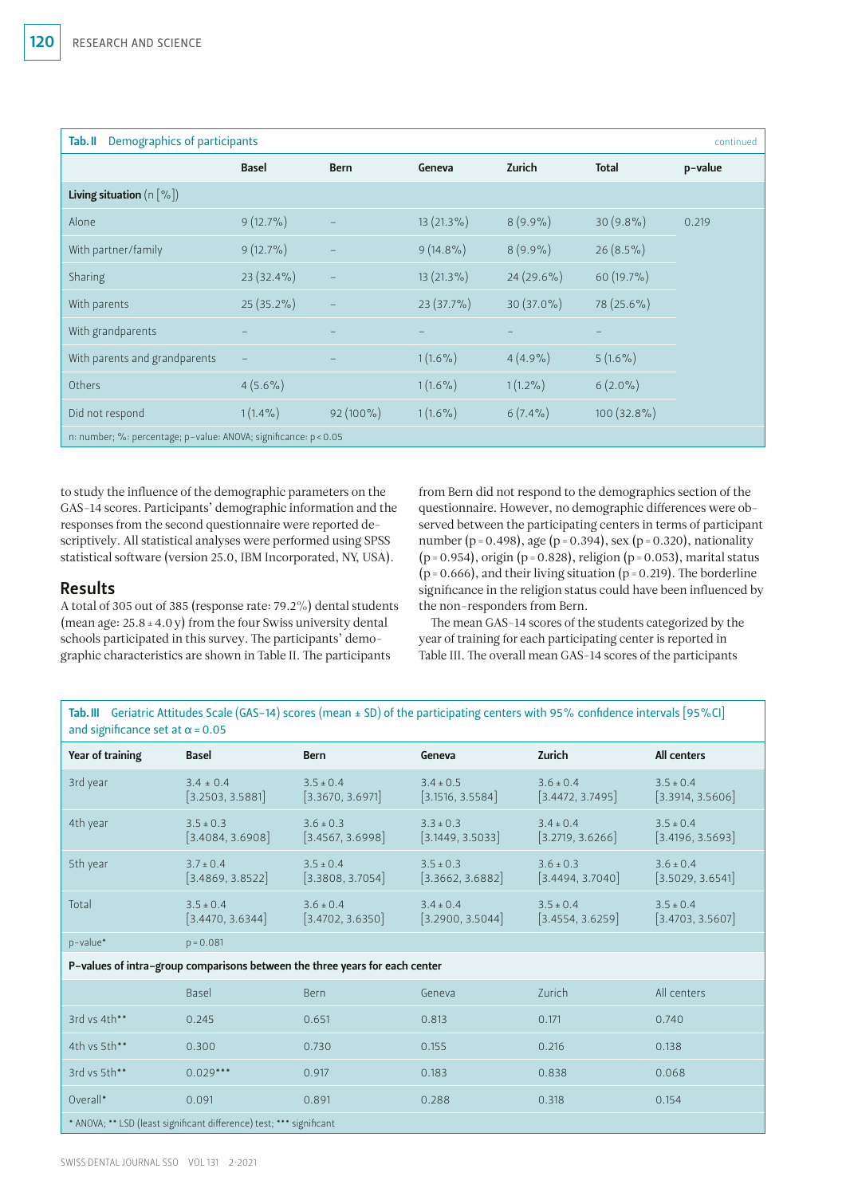**Tab. II** Demographics of participants *continued*

| | Basel | Bern | Geneva | Zurich | Total | p-value |
|---|---|---|---|---|---|---|
| **Living situation** (n [%]) | | | | | | |
| Alone | 9 (12.7%) | – | 13 (21.3%) | 8 (9.9%) | 30 (9.8%) | 0.219 |
| With partner/family | 9 (12.7%) | – | 9 (14.8%) | 8 (9.9%) | 26 (8.5%) | |
| Sharing | 23 (32.4%) | – | 13 (21.3%) | 24 (29.6%) | 60 (19.7%) | |
| With parents | 25 (35.2%) | – | 23 (37.7%) | 30 (37.0%) | 78 (25.6%) | |
| With grandparents | – | – | – | – | – | |
| With parents and grandparents | – | – | 1 (1.6%) | 4 (4.9%) | 5 (1.6%) | |
| Others | 4 (5.6%) | | 1 (1.6%) | 1 (1.2%) | 6 (2.0%) | |
| Did not respond | 1 (1.4%) | 92 (100%) | 1 (1.6%) | 6 (7.4%) | 100 (32.8%) | |

n: number; %: percentage; p-value: ANOVA; significance: $p < 0.05$

to study the influence of the demographic parameters on the GAS-14 scores. Participants' demographic information and the responses from the second questionnaire were reported descriptively. All statistical analyses were performed using SPSS statistical software (version 25.0, IBM Incorporated, NY, USA).

## Results

A total of 305 out of 385 (response rate: 79.2%) dental students (mean age: 25.8 ± 4.0 y) from the four Swiss university dental schools participated in this survey. The participants' demographic characteristics are shown in Table II. The participants from Bern did not respond to the demographics section of the questionnaire. However, no demographic differences were observed between the participating centers in terms of participant number ($p = 0.498$), age ($p = 0.394$), sex ($p = 0.320$), nationality ($p = 0.954$), origin ($p = 0.828$), religion ($p = 0.053$), marital status ($p = 0.666$), and their living situation ($p = 0.219$). The borderline significance in the religion status could have been influenced by the non-responders from Bern.

The mean GAS-14 scores of the students categorized by the year of training for each participating center is reported in Table III. The overall mean GAS-14 scores of the participants

**Tab. III** Geriatric Attitudes Scale (GAS-14) scores (mean ± SD) of the participating centers with 95% confidence intervals [95%CI] and significance set at $\alpha = 0.05$

| Year of training | Basel | Bern | Geneva | Zurich | All centers |
|---|---|---|---|---|---|
| 3rd year | 3.4 ± 0.4 [3.2503, 3.5881] | 3.5 ± 0.4 [3.3670, 3.6971] | 3.4 ± 0.5 [3.1516, 3.5584] | 3.6 ± 0.4 [3.4472, 3.7495] | 3.5 ± 0.4 [3.3914, 3.5606] |
| 4th year | 3.5 ± 0.3 [3.4084, 3.6908] | 3.6 ± 0.3 [3.4567, 3.6998] | 3.3 ± 0.3 [3.1449, 3.5033] | 3.4 ± 0.4 [3.2719, 3.6266] | 3.5 ± 0.4 [3.4196, 3.5693] |
| 5th year | 3.7 ± 0.4 [3.4869, 3.8522] | 3.5 ± 0.4 [3.3808, 3.7054] | 3.5 ± 0.3 [3.3662, 3.6882] | 3.6 ± 0.3 [3.4494, 3.7040] | 3.6 ± 0.4 [3.5029, 3.6541] |
| Total | 3.5 ± 0.4 [3.4470, 3.6344] | 3.6 ± 0.4 [3.4702, 3.6350] | 3.4 ± 0.4 [3.2900, 3.5044] | 3.5 ± 0.4 [3.4554, 3.6259] | 3.5 ± 0.4 [3.4703, 3.5607] |
| p-value* | p = 0.081 | | | | |
| **P-values of intra-group comparisons between the three years for each center** | | | | | |
| | Basel | Bern | Geneva | Zurich | All centers |
| 3rd vs 4th** | 0.245 | 0.651 | 0.813 | 0.171 | 0.740 |
| 4th vs 5th** | 0.300 | 0.730 | 0.155 | 0.216 | 0.138 |
| 3rd vs 5th** | 0.029*** | 0.917 | 0.183 | 0.838 | 0.068 |
| Overall* | 0.091 | 0.891 | 0.288 | 0.318 | 0.154 |

* ANOVA; ** LSD (least significant difference) test; *** significant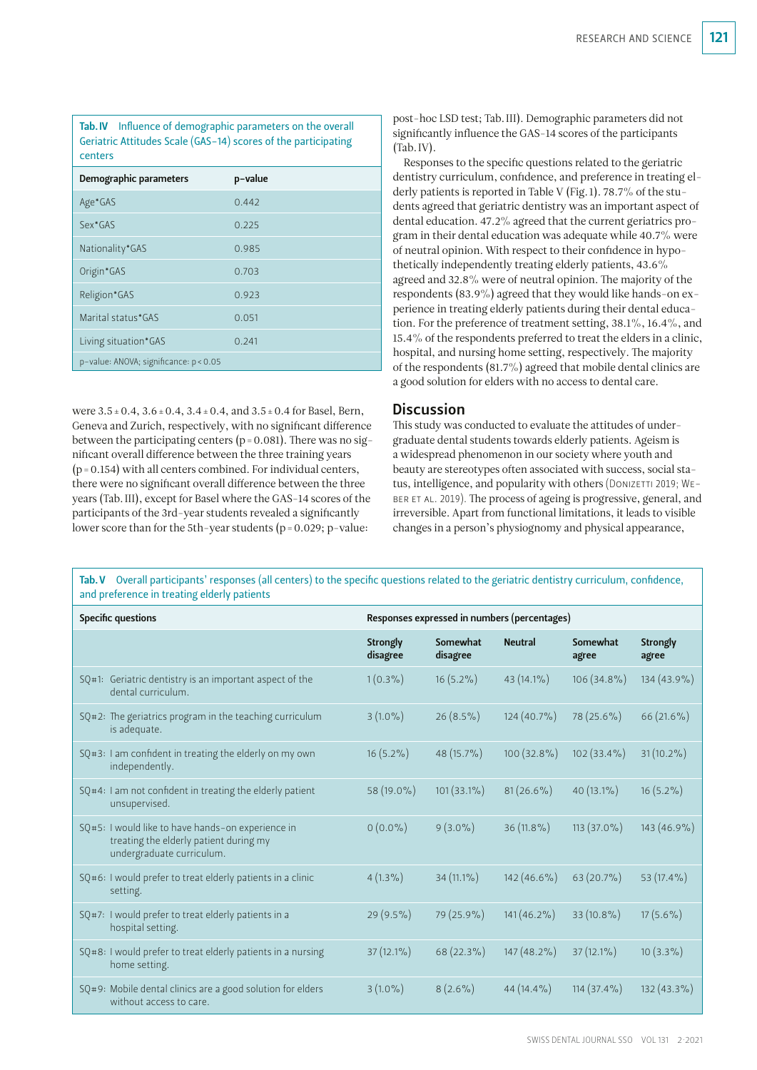**Tab. IV** Influence of demographic parameters on the overall Geriatric Attitudes Scale (GAS-14) scores of the participating centers

| Demographic parameters | p-value |
|---|---|
| Age*GAS | 0.442 |
| Sex*GAS | 0.225 |
| Nationality*GAS | 0.985 |
| Origin*GAS | 0.703 |
| Religion*GAS | 0.923 |
| Marital status*GAS | 0.051 |
| Living situation*GAS | 0.241 |

p-value: ANOVA; significance: $p < 0.05$

were 3.5 ± 0.4, 3.6 ± 0.4, 3.4 ± 0.4, and 3.5 ± 0.4 for Basel, Bern, Geneva and Zurich, respectively, with no significant difference between the participating centers ($p = 0.081$). There was no significant overall difference between the three training years ($p = 0.154$) with all centers combined. For individual centers, there were no significant overall difference between the three years (Tab. III), except for Basel where the GAS-14 scores of the participants of the 3rd-year students revealed a significantly lower score than for the 5th-year students ($p = 0.029$; p-value: post-hoc LSD test; Tab. III). Demographic parameters did not significantly influence the GAS-14 scores of the participants (Tab. IV).

Responses to the specific questions related to the geriatric dentistry curriculum, confidence, and preference in treating elderly patients is reported in Table V (Fig. 1). 78.7% of the students agreed that geriatric dentistry was an important aspect of dental education. 47.2% agreed that the current geriatrics program in their dental education was adequate while 40.7% were of neutral opinion. With respect to their confidence in hypothetically independently treating elderly patients, 43.6% agreed and 32.8% were of neutral opinion. The majority of the respondents (83.9%) agreed that they would like hands-on experience in treating elderly patients during their dental education. For the preference of treatment setting, 38.1%, 16.4%, and 15.4% of the respondents preferred to treat the elders in a clinic, hospital, and nursing home setting, respectively. The majority of the respondents (81.7%) agreed that mobile dental clinics are a good solution for elders with no access to dental care.

## Discussion

This study was conducted to evaluate the attitudes of undergraduate dental students towards elderly patients. Ageism is a widespread phenomenon in our society where youth and beauty are stereotypes often associated with success, social status, intelligence, and popularity with others (Donizetti 2019; Weber et al. 2019). The process of ageing is progressive, general, and irreversible. Apart from functional limitations, it leads to visible changes in a person's physiognomy and physical appearance,

**Tab. V** Overall participants' responses (all centers) to the specific questions related to the geriatric dentistry curriculum, confidence, and preference in treating elderly patients

| Specific questions | Responses expressed in numbers (percentages) | | | | |
|---|---|---|---|---|---|
| | Strongly disagree | Somewhat disagree | Neutral | Somewhat agree | Strongly agree |
| SQ#1: Geriatric dentistry is an important aspect of the dental curriculum. | 1 (0.3%) | 16 (5.2%) | 43 (14.1%) | 106 (34.8%) | 134 (43.9%) |
| SQ#2: The geriatrics program in the teaching curriculum is adequate. | 3 (1.0%) | 26 (8.5%) | 124 (40.7%) | 78 (25.6%) | 66 (21.6%) |
| SQ#3: I am confident in treating the elderly on my own independently. | 16 (5.2%) | 48 (15.7%) | 100 (32.8%) | 102 (33.4%) | 31 (10.2%) |
| SQ#4: I am not confident in treating the elderly patient unsupervised. | 58 (19.0%) | 101 (33.1%) | 81 (26.6%) | 40 (13.1%) | 16 (5.2%) |
| SQ#5: I would like to have hands-on experience in treating the elderly patient during my undergraduate curriculum. | 0 (0.0%) | 9 (3.0%) | 36 (11.8%) | 113 (37.0%) | 143 (46.9%) |
| SQ#6: I would prefer to treat elderly patients in a clinic setting. | 4 (1.3%) | 34 (11.1%) | 142 (46.6%) | 63 (20.7%) | 53 (17.4%) |
| SQ#7: I would prefer to treat elderly patients in a hospital setting. | 29 (9.5%) | 79 (25.9%) | 141 (46.2%) | 33 (10.8%) | 17 (5.6%) |
| SQ#8: I would prefer to treat elderly patients in a nursing home setting. | 37 (12.1%) | 68 (22.3%) | 147 (48.2%) | 37 (12.1%) | 10 (3.3%) |
| SQ#9: Mobile dental clinics are a good solution for elders without access to care. | 3 (1.0%) | 8 (2.6%) | 44 (14.4%) | 114 (37.4%) | 132 (43.3%) |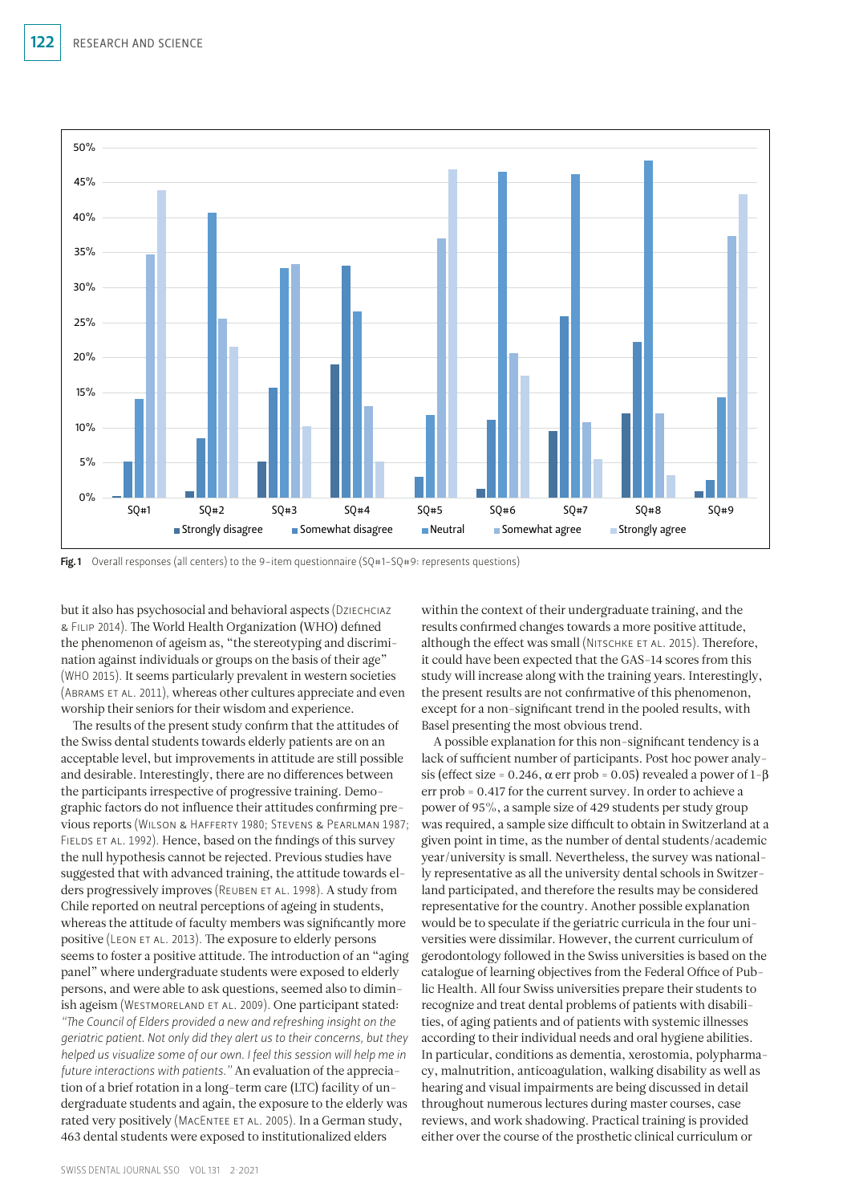Fig. 1 Overall responses (all centers) to the 9-item questionnaire (SQ#1–SQ#9: represents questions)

but it also has psychosocial and behavioral aspects (Dziechciaz & Filip 2014). The World Health Organization (WHO) defined the phenomenon of ageism as, "the stereotyping and discrimination against individuals or groups on the basis of their age" (WHO 2015). It seems particularly prevalent in western societies (Abrams et al. 2011), whereas other cultures appreciate and even worship their seniors for their wisdom and experience.

The results of the present study confirm that the attitudes of the Swiss dental students towards elderly patients are on an acceptable level, but improvements in attitude are still possible and desirable. Interestingly, there are no differences between the participants irrespective of progressive training. Demographic factors do not influence their attitudes confirming previous reports (Wilson & Hafferty 1980; Stevens & Pearlman 1987; Fields et al. 1992). Hence, based on the findings of this survey the null hypothesis cannot be rejected. Previous studies have suggested that with advanced training, the attitude towards elders progressively improves (Reuben et al. 1998). A study from Chile reported on neutral perceptions of ageing in students, whereas the attitude of faculty members was significantly more positive (Leon et al. 2013). The exposure to elderly persons seems to foster a positive attitude. The introduction of an "aging panel" where undergraduate students were exposed to elderly persons, and were able to ask questions, seemed also to diminish ageism (Westmoreland et al. 2009). One participant stated: *"The Council of Elders provided a new and refreshing insight on the geriatric patient. Not only did they alert us to their concerns, but they helped us visualize some of our own. I feel this session will help me in future interactions with patients."* An evaluation of the appreciation of a brief rotation in a long-term care (LTC) facility of undergraduate students and again, the exposure to the elderly was rated very positively (MacEntee et al. 2005). In a German study, 463 dental students were exposed to institutionalized elders within the context of their undergraduate training, and the results confirmed changes towards a more positive attitude, although the effect was small (Nitschke et al. 2015). Therefore, it could have been expected that the GAS-14 scores from this study will increase along with the training years. Interestingly, the present results are not confirmative of this phenomenon, except for a non-significant trend in the pooled results, with Basel presenting the most obvious trend.

A possible explanation for this non-significant tendency is a lack of sufficient number of participants. Post hoc power analysis (effect size = 0.246, $\alpha$ err prob = 0.05) revealed a power of $1-\beta$ err prob = 0.417 for the current survey. In order to achieve a power of 95%, a sample size of 429 students per study group was required, a sample size difficult to obtain in Switzerland at a given point in time, as the number of dental students/academic year/university is small. Nevertheless, the survey was nationally representative as all the university dental schools in Switzerland participated, and therefore the results may be considered representative for the country. Another possible explanation would be to speculate if the geriatric curricula in the four universities were dissimilar. However, the current curriculum of gerodontology followed in the Swiss universities is based on the catalogue of learning objectives from the Federal Office of Public Health. All four Swiss universities prepare their students to recognize and treat dental problems of patients with disabilities, of aging patients and of patients with systemic illnesses according to their individual needs and oral hygiene abilities. In particular, conditions as dementia, xerostomia, polypharmacy, malnutrition, anticoagulation, walking disability as well as hearing and visual impairments are being discussed in detail throughout numerous lectures during master courses, case reviews, and work shadowing. Practical training is provided either over the course of the prosthetic clinical curriculum or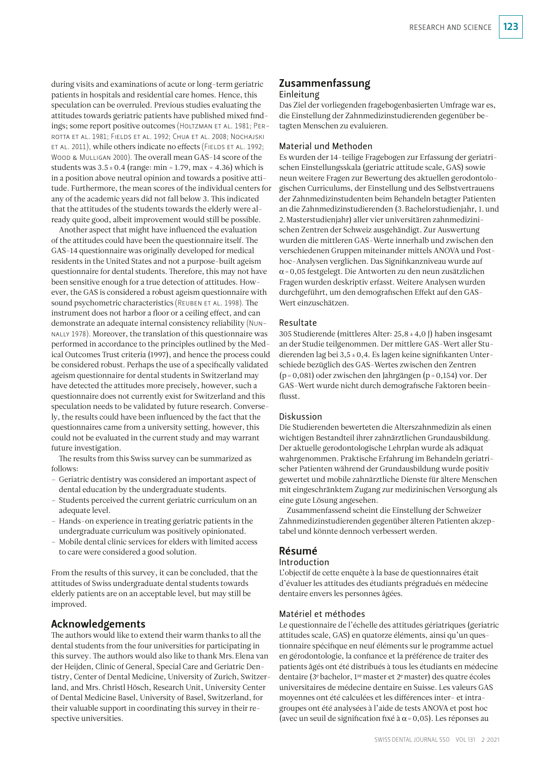during visits and examinations of acute or long-term geriatric patients in hospitals and residential care homes. Hence, this speculation can be overruled. Previous studies evaluating the attitudes towards geriatric patients have published mixed findings; some report positive outcomes (Holtzman et al. 1981; Perrotta et al. 1981; Fields et al. 1992; Chua et al. 2008; Nochajski et al. 2011), while others indicate no effects (Fields et al. 1992; Wood & Mulligan 2000). The overall mean GAS-14 score of the students was $3.5 \pm 0.4$ (range: min = 1.79, max = 4.36) which is in a position above neutral opinion and towards a positive attitude. Furthermore, the mean scores of the individual centers for any of the academic years did not fall below 3. This indicated that the attitudes of the students towards the elderly were already quite good, albeit improvement would still be possible.

Another aspect that might have influenced the evaluation of the attitudes could have been the questionnaire itself. The GAS-14 questionnaire was originally developed for medical residents in the United States and not a purpose-built ageism questionnaire for dental students. Therefore, this may not have been sensitive enough for a true detection of attitudes. However, the GAS is considered a robust ageism questionnaire with sound psychometric characteristics (Reuben et al. 1998). The instrument does not harbor a floor or a ceiling effect, and can demonstrate an adequate internal consistency reliability (Nunnally 1978). Moreover, the translation of this questionnaire was performed in accordance to the principles outlined by the Medical Outcomes Trust criteria (1997), and hence the process could be considered robust. Perhaps the use of a specifically validated ageism questionnaire for dental students in Switzerland may have detected the attitudes more precisely, however, such a questionnaire does not currently exist for Switzerland and this speculation needs to be validated by future research. Conversely, the results could have been influenced by the fact that the questionnaires came from a university setting, however, this could not be evaluated in the current study and may warrant future investigation.

The results from this Swiss survey can be summarized as follows:

- Geriatric dentistry was considered an important aspect of dental education by the undergraduate students.
- Students perceived the current geriatric curriculum on an adequate level.
- Hands-on experience in treating geriatric patients in the undergraduate curriculum was positively opinionated.
- Mobile dental clinic services for elders with limited access to care were considered a good solution.

From the results of this survey, it can be concluded, that the attitudes of Swiss undergraduate dental students towards elderly patients are on an acceptable level, but may still be improved.

## Acknowledgements

The authors would like to extend their warm thanks to all the dental students from the four universities for participating in this survey. The authors would also like to thank Mrs. Elena van der Heijden, Clinic of General, Special Care and Geriatric Dentistry, Center of Dental Medicine, University of Zurich, Switzerland, and Mrs. Christl Hösch, Research Unit, University Center of Dental Medicine Basel, University of Basel, Switzerland, for their valuable support in coordinating this survey in their respective universities.

## Zusammenfassung

### Einleitung

Das Ziel der vorliegenden fragebogenbasierten Umfrage war es, die Einstellung der Zahnmedizinstudierenden gegenüber betagten Menschen zu evaluieren.

### Material und Methoden

Es wurden der 14-teilige Fragebogen zur Erfassung der geriatrischen Einstellungsskala (geriatric attitude scale, GAS) sowie neun weitere Fragen zur Bewertung des aktuellen gerodontologischen Curriculums, der Einstellung und des Selbstvertrauens der Zahnmedizinstudenten beim Behandeln betagter Patienten an die Zahnmedizinstudierenden (3. Bachelorstudienjahr, 1. und 2. Masterstudienjahr) aller vier universitären zahnmedizinischen Zentren der Schweiz ausgehändigt. Zur Auswertung wurden die mittleren GAS-Werte innerhalb und zwischen den verschiedenen Gruppen miteinander mittels ANOVA und Post-hoc-Analysen verglichen. Das Signifikanzniveau wurde auf $\alpha = 0{,}05$ festgelegt. Die Antworten zu den neun zusätzlichen Fragen wurden deskriptiv erfasst. Weitere Analysen wurden durchgeführt, um den demografischen Effekt auf den GAS-Wert einzuschätzen.

### Resultate

305 Studierende (mittleres Alter: $25{,}8 \pm 4{,}0$ J) haben insgesamt an der Studie teilgenommen. Der mittlere GAS-Wert aller Studierenden lag bei $3{,}5 \pm 0{,}4$. Es lagen keine signifikanten Unterschiede bezüglich des GAS-Wertes zwischen den Zentren ($p = 0{,}081$) oder zwischen den Jahrgängen ($p = 0{,}154$) vor. Der GAS-Wert wurde nicht durch demografische Faktoren beeinflusst.

### Diskussion

Die Studierenden bewerteten die Alterszahnmedizin als einen wichtigen Bestandteil ihrer zahnärztlichen Grundausbildung. Der aktuelle gerodontologische Lehrplan wurde als adäquat wahrgenommen. Praktische Erfahrung im Behandeln geriatrischer Patienten während der Grundausbildung wurde positiv gewertet und mobile zahnärztliche Dienste für ältere Menschen mit eingeschränktem Zugang zur medizinischen Versorgung als eine gute Lösung angesehen.

Zusammenfassend scheint die Einstellung der Schweizer Zahnmedizinstudierenden gegenüber älteren Patienten akzeptabel und könnte dennoch verbessert werden.

## Résumé

### Introduction

L'objectif de cette enquête à la base de questionnaires était d'évaluer les attitudes des étudiants prégradués en médecine dentaire envers les personnes âgées.

### Matériel et méthodes

Le questionnaire de l'échelle des attitudes gériatriques (geriatric attitudes scale, GAS) en quatorze éléments, ainsi qu'un questionnaire spécifique en neuf éléments sur le programme actuel en gérodontologie, la confiance et la préférence de traiter des patients âgés ont été distribués à tous les étudiants en médecine dentaire (3e bachelor, 1re master et 2e master) des quatre écoles universitaires de médecine dentaire en Suisse. Les valeurs GAS moyennes ont été calculées et les différences inter- et intragroupes ont été analysées à l'aide de tests ANOVA et post hoc (avec un seuil de signification fixé à $\alpha = 0{,}05$). Les réponses au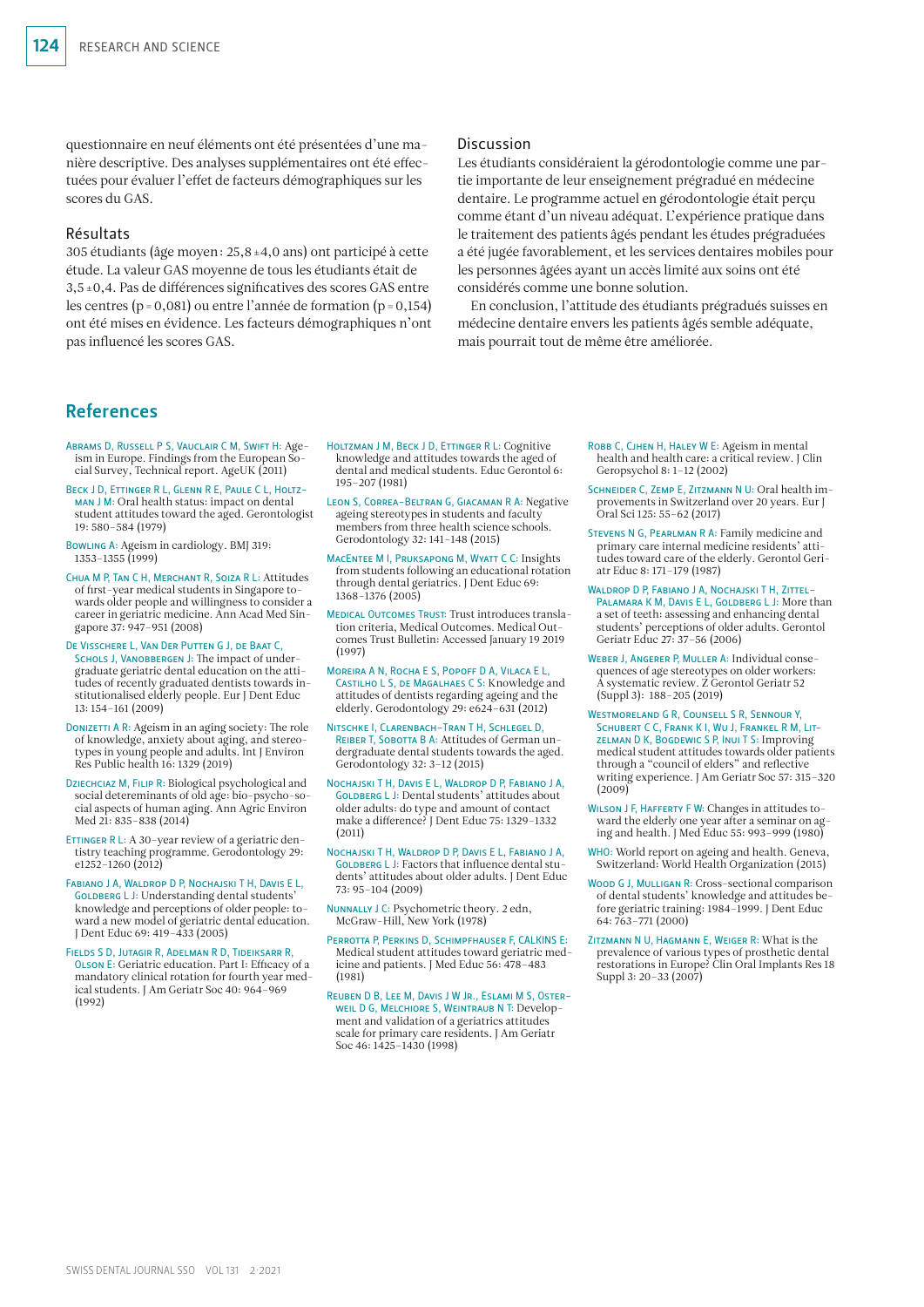questionnaire en neuf éléments ont été présentées d'une manière descriptive. Des analyses supplémentaires ont été effectuées pour évaluer l'effet de facteurs démographiques sur les scores du GAS.

### Résultats

305 étudiants (âge moyen: 25,8 ± 4,0 ans) ont participé à cette étude. La valeur GAS moyenne de tous les étudiants était de 3,5 ± 0,4. Pas de différences significatives des scores GAS entre les centres ($p = 0,081$) ou entre l'année de formation ($p = 0,154$) ont été mises en évidence. Les facteurs démographiques n'ont pas influencé les scores GAS.

### Discussion

Les étudiants considéraient la gérodontologie comme une partie importante de leur enseignement prégradué en médecine dentaire. Le programme actuel en gérodontologie était perçu comme étant d'un niveau adéquat. L'expérience pratique dans le traitement des patients âgés pendant les études prégraduées a été jugée favorablement, et les services dentaires mobiles pour les personnes âgées ayant un accès limité aux soins ont été considérés comme une bonne solution.

En conclusion, l'attitude des étudiants prégradués suisses en médecine dentaire envers les patients âgés semble adéquate, mais pourrait tout de même être améliorée.

## References

Abrams D, Russell P S, Vauclair C M, Swift H: Ageism in Europe. Findings from the European Social Survey, Technical report. AgeUK (2011)

Beck J D, Ettinger R L, Glenn R E, Paule C L, Holtzman J M: Oral health status: impact on dental student attitudes toward the aged. Gerontologist 19: 580–584 (1979)

Bowling A: Ageism in cardiology. BMJ 319: 1353–1355 (1999)

Chua M P, Tan C H, Merchant R, Soiza R L: Attitudes of first-year medical students in Singapore towards older people and willingness to consider a career in geriatric medicine. Ann Acad Med Singapore 37: 947–951 (2008)

De Visschere L, Van Der Putten G J, de Baat C, Schols J, Vanobbergen J: The impact of undergraduate geriatric dental education on the attitudes of recently graduated dentists towards institutionalised elderly people. Eur J Dent Educ 13: 154–161 (2009)

Donizetti A R: Ageism in an aging society: The role of knowledge, anxiety about aging, and stereotypes in young people and adults. Int J Environ Res Public health 16: 1329 (2019)

Dziechciaz M, Filip R: Biological psychological and social detereminants of old age: bio-psycho-social aspects of human aging. Ann Agric Environ Med 21: 835–838 (2014)

Ettinger R L: A 30-year review of a geriatric dentistry teaching programme. Gerodontology 29: e1252–1260 (2012)

Fabiano J A, Waldrop D P, Nochajski T H, Davis E L, Goldberg L J: Understanding dental students' knowledge and perceptions of older people: toward a new model of geriatric dental education. J Dent Educ 69: 419–433 (2005)

Fields S D, Jutagir R, Adelman R D, Tideiksarr R, Olson E: Geriatric education. Part I: Efficacy of a mandatory clinical rotation for fourth year medical students. J Am Geriatr Soc 40: 964–969 (1992)

Holtzman J M, Beck J D, Ettinger R L: Cognitive knowledge and attitudes towards the aged of dental and medical students. Educ Gerontol 6: 195–207 (1981)

Leon S, Correa-Beltran G, Giacaman R A: Negative ageing stereotypes in students and faculty members from three health science schools. Gerodontology 32: 141–148 (2015)

MacEntee M I, Pruksapong M, Wyatt C C: Insights from students following an educational rotation through dental geriatrics. J Dent Educ 69: 1368–1376 (2005)

Medical Outcomes Trust: Trust introduces translation criteria, Medical Outcomes. Medical Outcomes Trust Bulletin: Accessed January 19 2019 (1997)

Moreira A N, Rocha E S, Popoff D A, Vilaca E L, Castilho L S, de Magalhaes C S: Knowledge and attitudes of dentists regarding ageing and the elderly. Gerodontology 29: e624–631 (2012)

Nitschke I, Clarenbach-Tran T H, Schlegel D, Reiber T, Sobotta B A: Attitudes of German undergraduate dental students towards the aged. Gerodontology 32: 3–12 (2015)

Nochajski T H, Davis E L, Waldrop D P, Fabiano J A, Goldberg L J: Dental students' attitudes about older adults: do type and amount of contact make a difference? J Dent Educ 75: 1329–1332 (2011)

Nochajski T H, Waldrop D P, Davis E L, Fabiano J A, Goldberg L J: Factors that influence dental students' attitudes about older adults. J Dent Educ 73: 95–104 (2009)

Nunnally J C: Psychometric theory. 2 edn, McGraw-Hill, New York (1978)

Perrotta P, Perkins D, Schimpfhauser F, CALKINS E: Medical student attitudes toward geriatric medicine and patients. J Med Educ 56: 478–483 (1981)

Reuben D B, Lee M, Davis J W Jr., Eslami M S, Osterweil D G, Melchiore S, Weintraub N T: Development and validation of a geriatrics attitudes scale for primary care residents. J Am Geriatr Soc 46: 1425–1430 (1998)

Robb C, Cjhen H, Haley W E: Ageism in mental health and health care: a critical review. J Clin Geropsychol 8: 1–12 (2002)

Schneider C, Zemp E, Zitzmann N U: Oral health improvements in Switzerland over 20 years. Eur J Oral Sci 125: 55–62 (2017)

Stevens N G, Pearlman R A: Family medicine and primary care internal medicine residents' attitudes toward care of the elderly. Gerontol Geriatr Educ 8: 171–179 (1987)

Waldrop D P, Fabiano J A, Nochajski T H, Zittel-Palamara K M, Davis E L, Goldberg L J: More than a set of teeth: assessing and enhancing dental students' perceptions of older adults. Gerontol Geriatr Educ 27: 37–56 (2006)

Weber J, Angerer P, Muller A: Individual consequences of age stereotypes on older workers: A systematic review. Z Gerontol Geriatr 52 (Suppl 3): 188–205 (2019)

Westmoreland G R, Counsell S R, Sennour Y, Schubert C C, Frank K I, Wu J, Frankel R M, Litzelman D K, Bogdewic S P, Inui T S: Improving medical student attitudes towards older patients through a "council of elders" and reflective writing experience. J Am Geriatr Soc 57: 315–320 (2009)

Wilson J F, Hafferty F W: Changes in attitudes toward the elderly one year after a seminar on aging and health. J Med Educ 55: 993–999 (1980)

WHO: World report on ageing and health. Geneva, Switzerland: World Health Organization (2015)

Wood G J, Mulligan R: Cross-sectional comparison of dental students' knowledge and attitudes before geriatric training: 1984–1999. J Dent Educ 64: 763–771 (2000)

Zitzmann N U, Hagmann E, Weiger R: What is the prevalence of various types of prosthetic dental restorations in Europe? Clin Oral Implants Res 18 Suppl 3: 20–33 (2007)